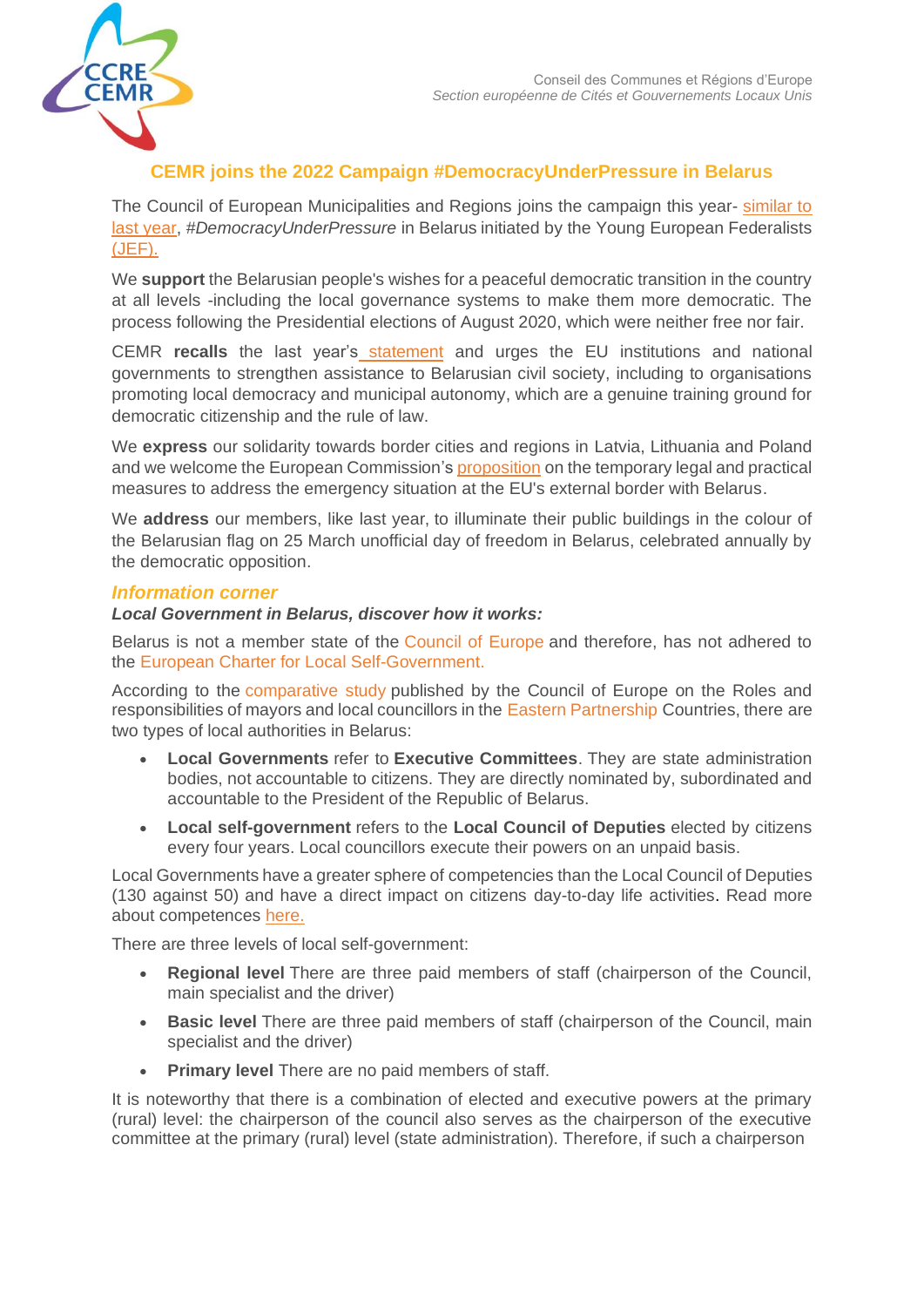Conseil des Communes et Régions d'Europe
*Section européenne de Cités et Gouvernements Locaux Unis*

## CEMR joins the 2022 Campaign #DemocracyUnderPressure in Belarus

The Council of European Municipalities and Regions joins the campaign this year- similar to last year, *#DemocracyUnderPressure* in Belarus initiated by the Young European Federalists (JEF).

We **support** the Belarusian people's wishes for a peaceful democratic transition in the country at all levels -including the local governance systems to make them more democratic. The process following the Presidential elections of August 2020, which were neither free nor fair.

CEMR **recalls** the last year's statement and urges the EU institutions and national governments to strengthen assistance to Belarusian civil society, including to organisations promoting local democracy and municipal autonomy, which are a genuine training ground for democratic citizenship and the rule of law.

We **express** our solidarity towards border cities and regions in Latvia, Lithuania and Poland and we welcome the European Commission's proposition on the temporary legal and practical measures to address the emergency situation at the EU's external border with Belarus.

We **address** our members, like last year, to illuminate their public buildings in the colour of the Belarusian flag on 25 March unofficial day of freedom in Belarus, celebrated annually by the democratic opposition.

### *Information corner*

***Local Government in Belarus, discover how it works:***

Belarus is not a member state of the Council of Europe and therefore, has not adhered to the European Charter for Local Self-Government.

According to the comparative study published by the Council of Europe on the Roles and responsibilities of mayors and local councillors in the Eastern Partnership Countries, there are two types of local authorities in Belarus:

- **Local Governments** refer to **Executive Committees**. They are state administration bodies, not accountable to citizens. They are directly nominated by, subordinated and accountable to the President of the Republic of Belarus.
- **Local self-government** refers to the **Local Council of Deputies** elected by citizens every four years. Local councillors execute their powers on an unpaid basis.

Local Governments have a greater sphere of competencies than the Local Council of Deputies (130 against 50) and have a direct impact on citizens day-to-day life activities. Read more about competences here.

There are three levels of local self-government:

- **Regional level** There are three paid members of staff (chairperson of the Council, main specialist and the driver)
- **Basic level** There are three paid members of staff (chairperson of the Council, main specialist and the driver)
- **Primary level** There are no paid members of staff.

It is noteworthy that there is a combination of elected and executive powers at the primary (rural) level: the chairperson of the council also serves as the chairperson of the executive committee at the primary (rural) level (state administration). Therefore, if such a chairperson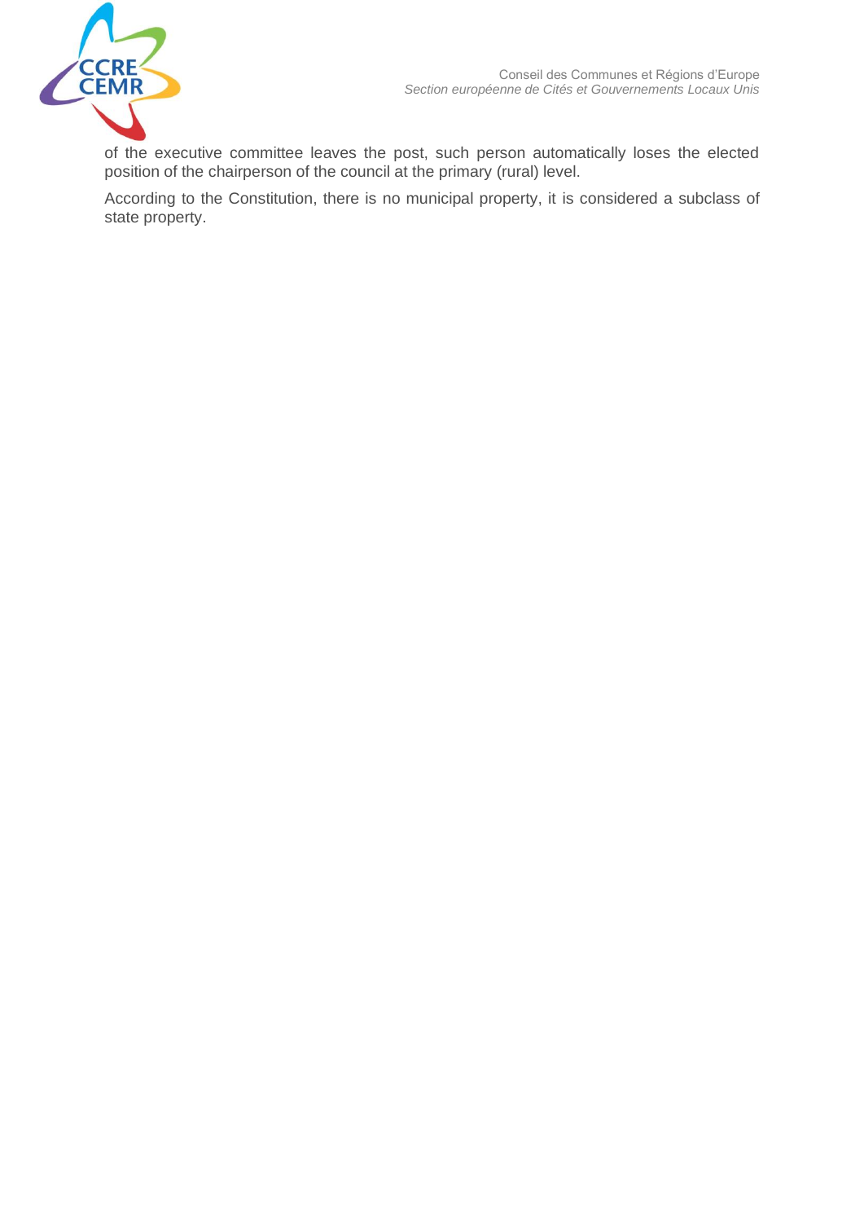of the executive committee leaves the post, such person automatically loses the elected position of the chairperson of the council at the primary (rural) level.

According to the Constitution, there is no municipal property, it is considered a subclass of state property.